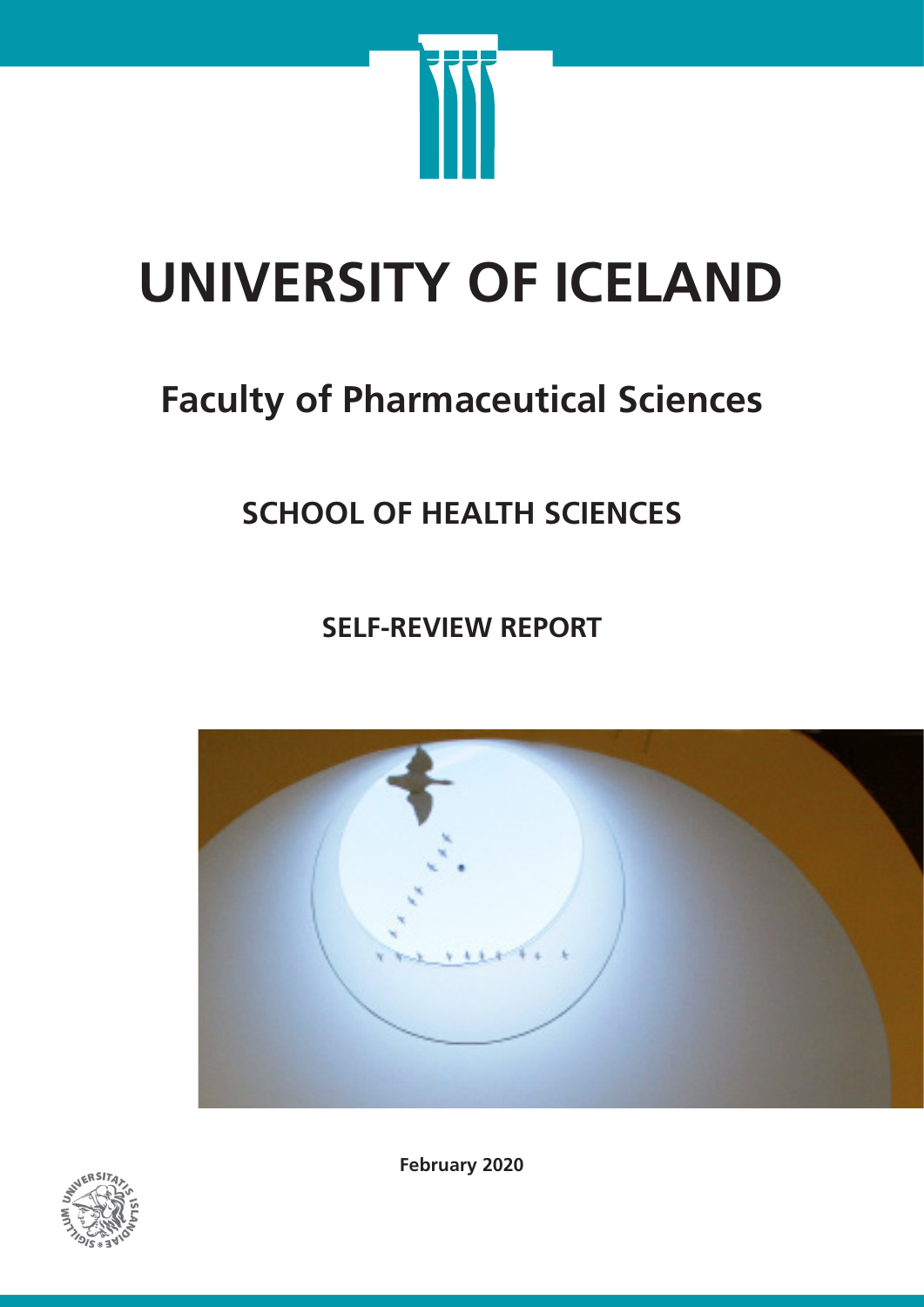# UNIVERSITY OF ICELAND

## Faculty of Pharmaceutical Sciences

### SCHOOL OF HEALTH SCIENCES

### SELF-REVIEW REPORT

**February 2020**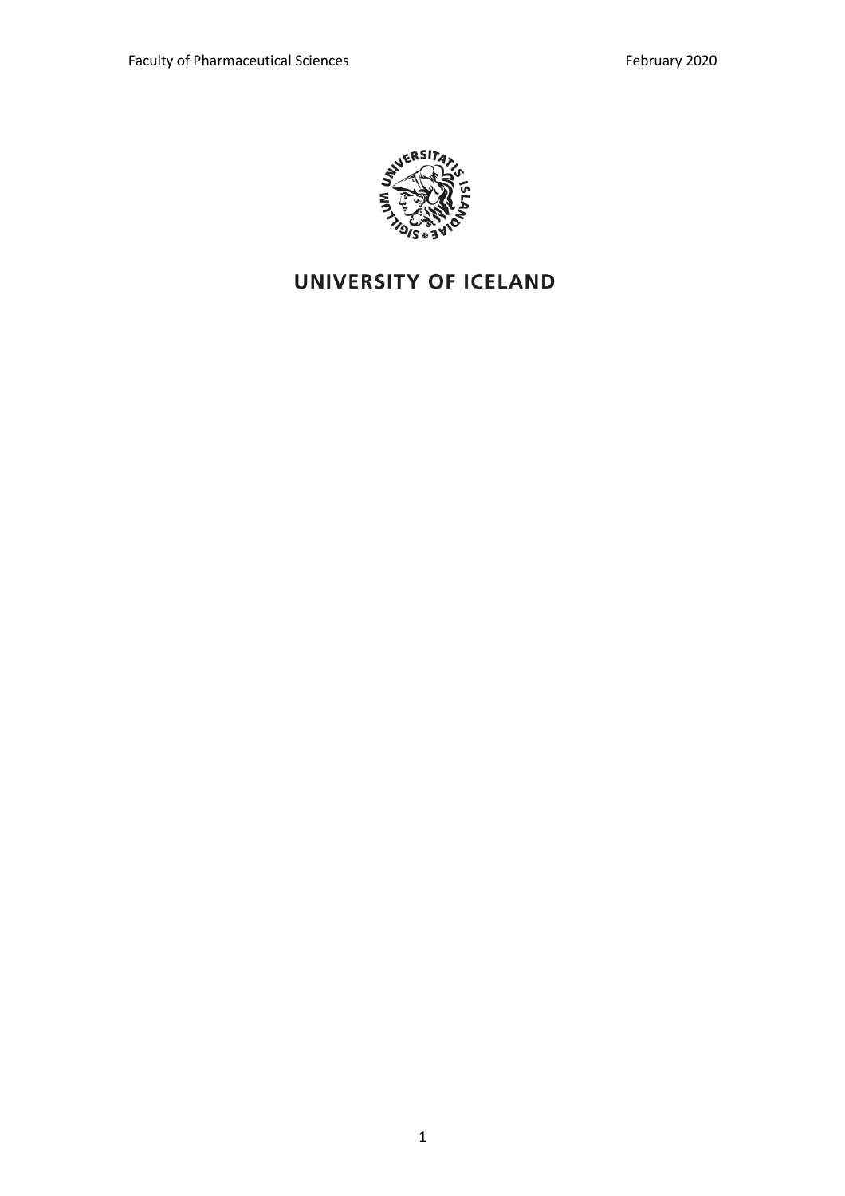UNIVERSITY OF ICELAND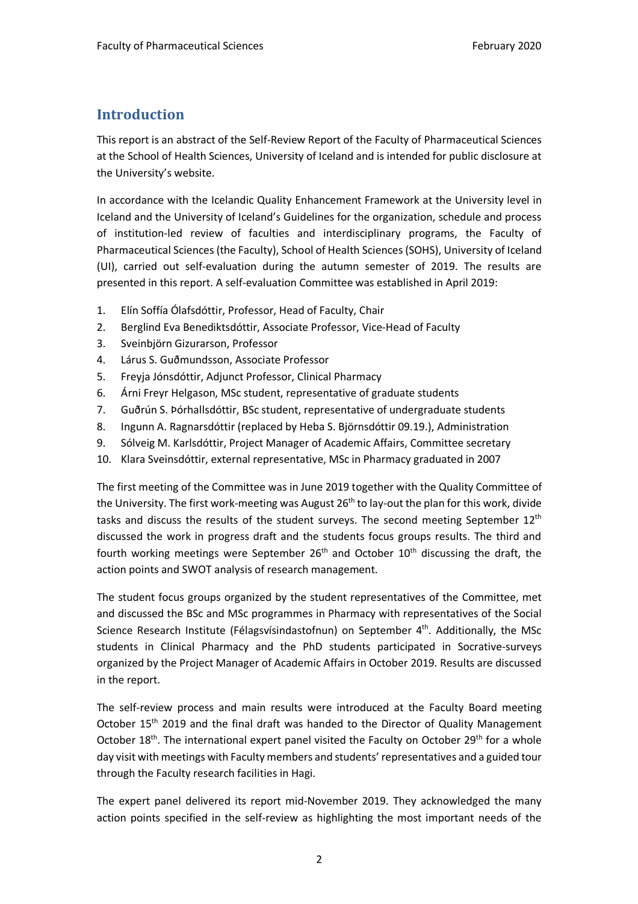# Introduction

This report is an abstract of the Self-Review Report of the Faculty of Pharmaceutical Sciences at the School of Health Sciences, University of Iceland and is intended for public disclosure at the University's website.

In accordance with the Icelandic Quality Enhancement Framework at the University level in Iceland and the University of Iceland's Guidelines for the organization, schedule and process of institution-led review of faculties and interdisciplinary programs, the Faculty of Pharmaceutical Sciences (the Faculty), School of Health Sciences (SOHS), University of Iceland (UI), carried out self-evaluation during the autumn semester of 2019. The results are presented in this report. A self-evaluation Committee was established in April 2019:

1. Elín Soffía Ólafsdóttir, Professor, Head of Faculty, Chair
2. Berglind Eva Benediktsdóttir, Associate Professor, Vice-Head of Faculty
3. Sveinbjörn Gizurarson, Professor
4. Lárus S. Guðmundsson, Associate Professor
5. Freyja Jónsdóttir, Adjunct Professor, Clinical Pharmacy
6. Árni Freyr Helgason, MSc student, representative of graduate students
7. Guðrún S. Þórhallsdóttir, BSc student, representative of undergraduate students
8. Ingunn A. Ragnarsdóttir (replaced by Heba S. Björnsdóttir 09.19.), Administration
9. Sólveig M. Karlsdóttir, Project Manager of Academic Affairs, Committee secretary
10. Klara Sveinsdóttir, external representative, MSc in Pharmacy graduated in 2007

The first meeting of the Committee was in June 2019 together with the Quality Committee of the University. The first work-meeting was August 26th to lay-out the plan for this work, divide tasks and discuss the results of the student surveys. The second meeting September 12th discussed the work in progress draft and the students focus groups results. The third and fourth working meetings were September 26th and October 10th discussing the draft, the action points and SWOT analysis of research management.

The student focus groups organized by the student representatives of the Committee, met and discussed the BSc and MSc programmes in Pharmacy with representatives of the Social Science Research Institute (Félagsvísindastofnun) on September 4th. Additionally, the MSc students in Clinical Pharmacy and the PhD students participated in Socrative-surveys organized by the Project Manager of Academic Affairs in October 2019. Results are discussed in the report.

The self-review process and main results were introduced at the Faculty Board meeting October 15th 2019 and the final draft was handed to the Director of Quality Management October 18th. The international expert panel visited the Faculty on October 29th for a whole day visit with meetings with Faculty members and students' representatives and a guided tour through the Faculty research facilities in Hagi.

The expert panel delivered its report mid-November 2019. They acknowledged the many action points specified in the self-review as highlighting the most important needs of the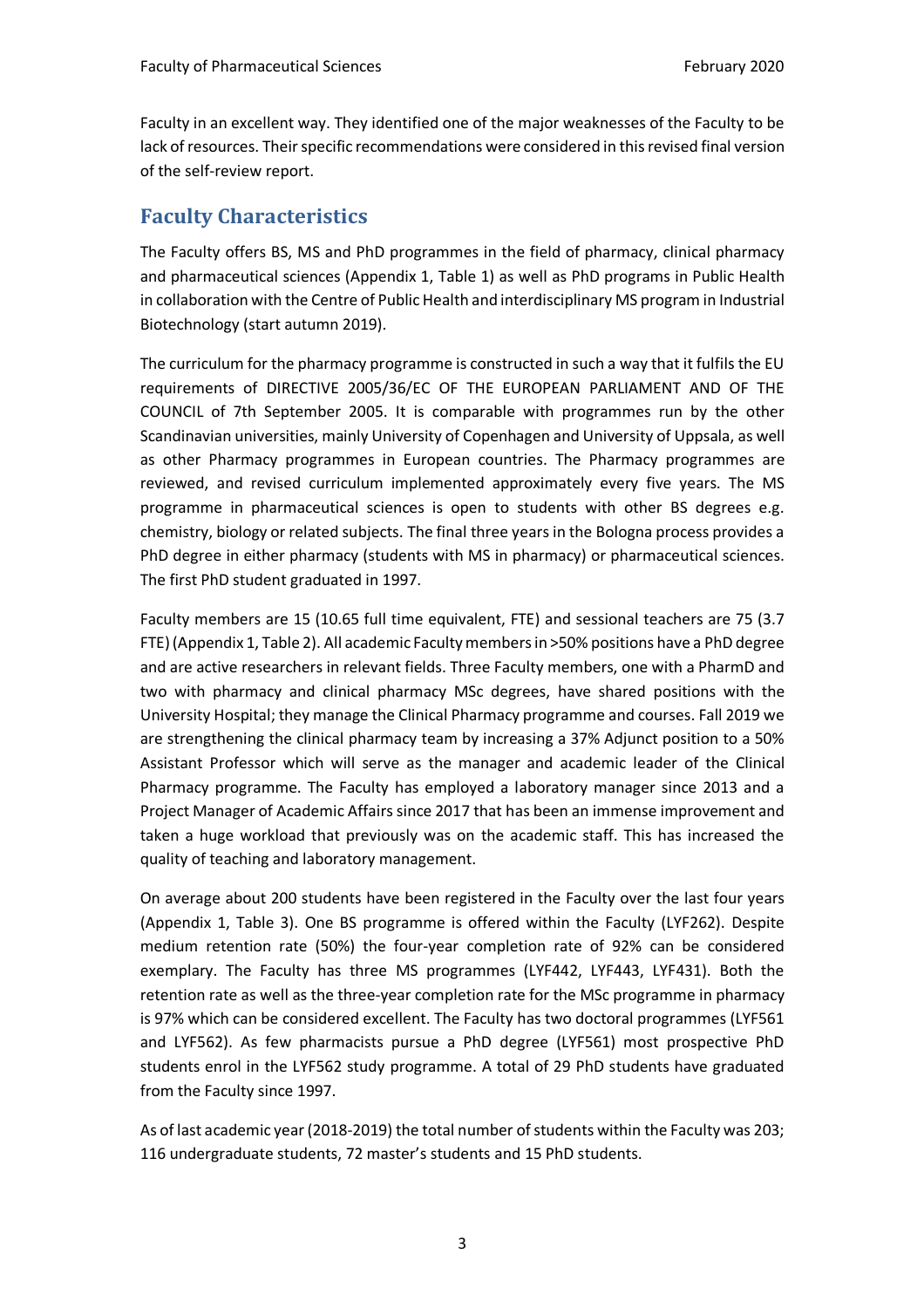Faculty in an excellent way. They identified one of the major weaknesses of the Faculty to be lack of resources. Their specific recommendations were considered in this revised final version of the self-review report.

## Faculty Characteristics

The Faculty offers BS, MS and PhD programmes in the field of pharmacy, clinical pharmacy and pharmaceutical sciences (Appendix 1, Table 1) as well as PhD programs in Public Health in collaboration with the Centre of Public Health and interdisciplinary MS program in Industrial Biotechnology (start autumn 2019).

The curriculum for the pharmacy programme is constructed in such a way that it fulfils the EU requirements of DIRECTIVE 2005/36/EC OF THE EUROPEAN PARLIAMENT AND OF THE COUNCIL of 7th September 2005. It is comparable with programmes run by the other Scandinavian universities, mainly University of Copenhagen and University of Uppsala, as well as other Pharmacy programmes in European countries. The Pharmacy programmes are reviewed, and revised curriculum implemented approximately every five years. The MS programme in pharmaceutical sciences is open to students with other BS degrees e.g. chemistry, biology or related subjects. The final three years in the Bologna process provides a PhD degree in either pharmacy (students with MS in pharmacy) or pharmaceutical sciences. The first PhD student graduated in 1997.

Faculty members are 15 (10.65 full time equivalent, FTE) and sessional teachers are 75 (3.7 FTE) (Appendix 1, Table 2). All academic Faculty members in >50% positions have a PhD degree and are active researchers in relevant fields. Three Faculty members, one with a PharmD and two with pharmacy and clinical pharmacy MSc degrees, have shared positions with the University Hospital; they manage the Clinical Pharmacy programme and courses. Fall 2019 we are strengthening the clinical pharmacy team by increasing a 37% Adjunct position to a 50% Assistant Professor which will serve as the manager and academic leader of the Clinical Pharmacy programme. The Faculty has employed a laboratory manager since 2013 and a Project Manager of Academic Affairs since 2017 that has been an immense improvement and taken a huge workload that previously was on the academic staff. This has increased the quality of teaching and laboratory management.

On average about 200 students have been registered in the Faculty over the last four years (Appendix 1, Table 3). One BS programme is offered within the Faculty (LYF262). Despite medium retention rate (50%) the four-year completion rate of 92% can be considered exemplary. The Faculty has three MS programmes (LYF442, LYF443, LYF431). Both the retention rate as well as the three-year completion rate for the MSc programme in pharmacy is 97% which can be considered excellent. The Faculty has two doctoral programmes (LYF561 and LYF562). As few pharmacists pursue a PhD degree (LYF561) most prospective PhD students enrol in the LYF562 study programme. A total of 29 PhD students have graduated from the Faculty since 1997.

As of last academic year (2018-2019) the total number of students within the Faculty was 203; 116 undergraduate students, 72 master's students and 15 PhD students.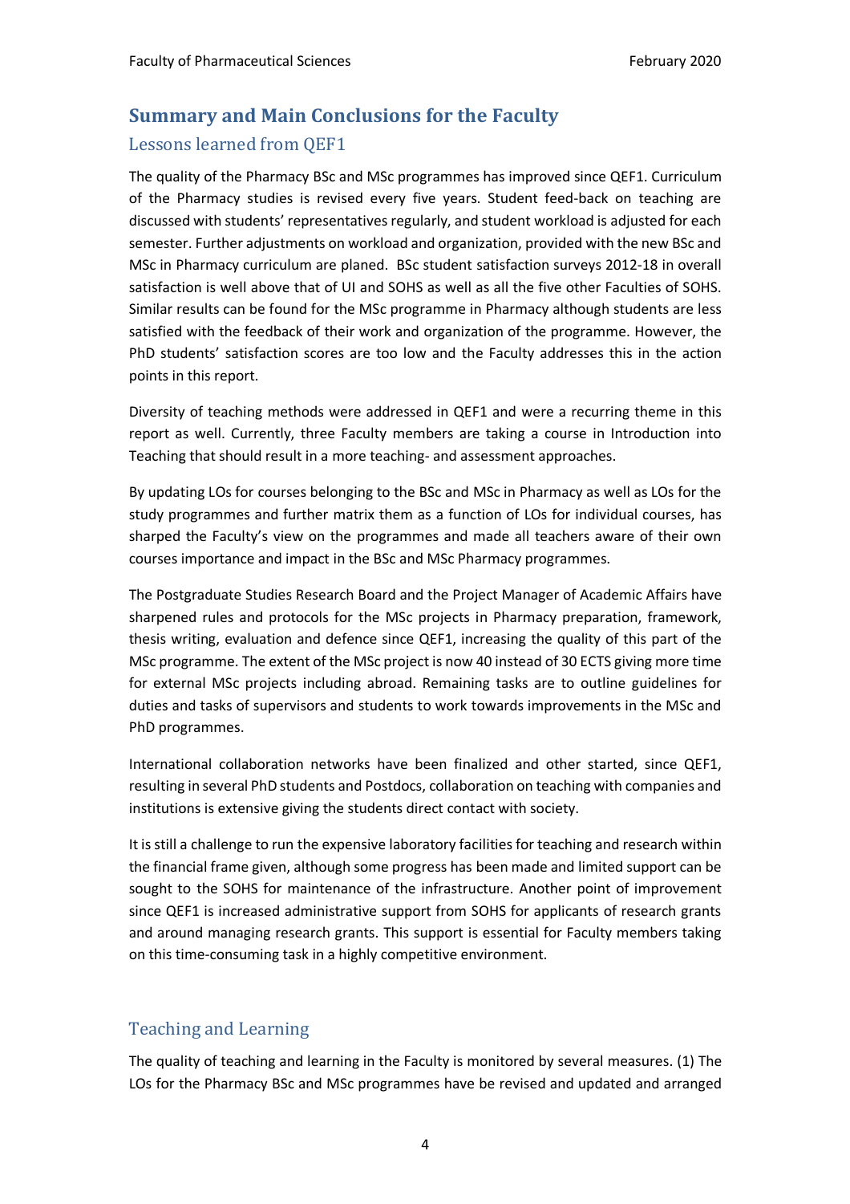## Summary and Main Conclusions for the Faculty

### Lessons learned from QEF1

The quality of the Pharmacy BSc and MSc programmes has improved since QEF1. Curriculum of the Pharmacy studies is revised every five years. Student feed-back on teaching are discussed with students' representatives regularly, and student workload is adjusted for each semester. Further adjustments on workload and organization, provided with the new BSc and MSc in Pharmacy curriculum are planed. BSc student satisfaction surveys 2012-18 in overall satisfaction is well above that of UI and SOHS as well as all the five other Faculties of SOHS. Similar results can be found for the MSc programme in Pharmacy although students are less satisfied with the feedback of their work and organization of the programme. However, the PhD students' satisfaction scores are too low and the Faculty addresses this in the action points in this report.

Diversity of teaching methods were addressed in QEF1 and were a recurring theme in this report as well. Currently, three Faculty members are taking a course in Introduction into Teaching that should result in a more teaching- and assessment approaches.

By updating LOs for courses belonging to the BSc and MSc in Pharmacy as well as LOs for the study programmes and further matrix them as a function of LOs for individual courses, has sharped the Faculty's view on the programmes and made all teachers aware of their own courses importance and impact in the BSc and MSc Pharmacy programmes.

The Postgraduate Studies Research Board and the Project Manager of Academic Affairs have sharpened rules and protocols for the MSc projects in Pharmacy preparation, framework, thesis writing, evaluation and defence since QEF1, increasing the quality of this part of the MSc programme. The extent of the MSc project is now 40 instead of 30 ECTS giving more time for external MSc projects including abroad. Remaining tasks are to outline guidelines for duties and tasks of supervisors and students to work towards improvements in the MSc and PhD programmes.

International collaboration networks have been finalized and other started, since QEF1, resulting in several PhD students and Postdocs, collaboration on teaching with companies and institutions is extensive giving the students direct contact with society.

It is still a challenge to run the expensive laboratory facilities for teaching and research within the financial frame given, although some progress has been made and limited support can be sought to the SOHS for maintenance of the infrastructure. Another point of improvement since QEF1 is increased administrative support from SOHS for applicants of research grants and around managing research grants. This support is essential for Faculty members taking on this time-consuming task in a highly competitive environment.

### Teaching and Learning

The quality of teaching and learning in the Faculty is monitored by several measures. (1) The LOs for the Pharmacy BSc and MSc programmes have be revised and updated and arranged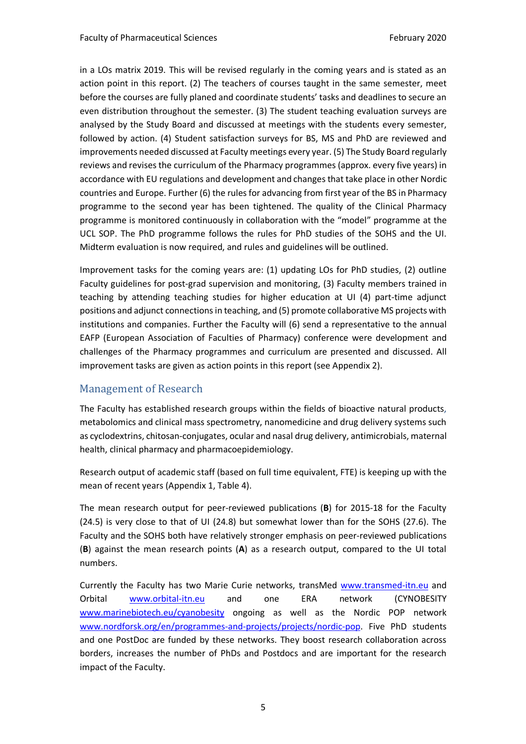in a LOs matrix 2019. This will be revised regularly in the coming years and is stated as an action point in this report. (2) The teachers of courses taught in the same semester, meet before the courses are fully planed and coordinate students' tasks and deadlines to secure an even distribution throughout the semester. (3) The student teaching evaluation surveys are analysed by the Study Board and discussed at meetings with the students every semester, followed by action. (4) Student satisfaction surveys for BS, MS and PhD are reviewed and improvements needed discussed at Faculty meetings every year. (5) The Study Board regularly reviews and revises the curriculum of the Pharmacy programmes (approx. every five years) in accordance with EU regulations and development and changes that take place in other Nordic countries and Europe. Further (6) the rules for advancing from first year of the BS in Pharmacy programme to the second year has been tightened. The quality of the Clinical Pharmacy programme is monitored continuously in collaboration with the "model" programme at the UCL SOP. The PhD programme follows the rules for PhD studies of the SOHS and the UI. Midterm evaluation is now required, and rules and guidelines will be outlined.

Improvement tasks for the coming years are: (1) updating LOs for PhD studies, (2) outline Faculty guidelines for post-grad supervision and monitoring, (3) Faculty members trained in teaching by attending teaching studies for higher education at UI (4) part-time adjunct positions and adjunct connections in teaching, and (5) promote collaborative MS projects with institutions and companies. Further the Faculty will (6) send a representative to the annual EAFP (European Association of Faculties of Pharmacy) conference were development and challenges of the Pharmacy programmes and curriculum are presented and discussed. All improvement tasks are given as action points in this report (see Appendix 2).

## Management of Research

The Faculty has established research groups within the fields of bioactive natural products, metabolomics and clinical mass spectrometry, nanomedicine and drug delivery systems such as cyclodextrins, chitosan-conjugates, ocular and nasal drug delivery, antimicrobials, maternal health, clinical pharmacy and pharmacoepidemiology.

Research output of academic staff (based on full time equivalent, FTE) is keeping up with the mean of recent years (Appendix 1, Table 4).

The mean research output for peer-reviewed publications (**B**) for 2015-18 for the Faculty (24.5) is very close to that of UI (24.8) but somewhat lower than for the SOHS (27.6). The Faculty and the SOHS both have relatively stronger emphasis on peer-reviewed publications (**B**) against the mean research points (**A**) as a research output, compared to the UI total numbers.

Currently the Faculty has two Marie Curie networks, transMed www.transmed-itn.eu and Orbital www.orbital-itn.eu and one ERA network (CYNOBESITY www.marinebiotech.eu/cyanobesity ongoing as well as the Nordic POP network www.nordforsk.org/en/programmes-and-projects/projects/nordic-pop. Five PhD students and one PostDoc are funded by these networks. They boost research collaboration across borders, increases the number of PhDs and Postdocs and are important for the research impact of the Faculty.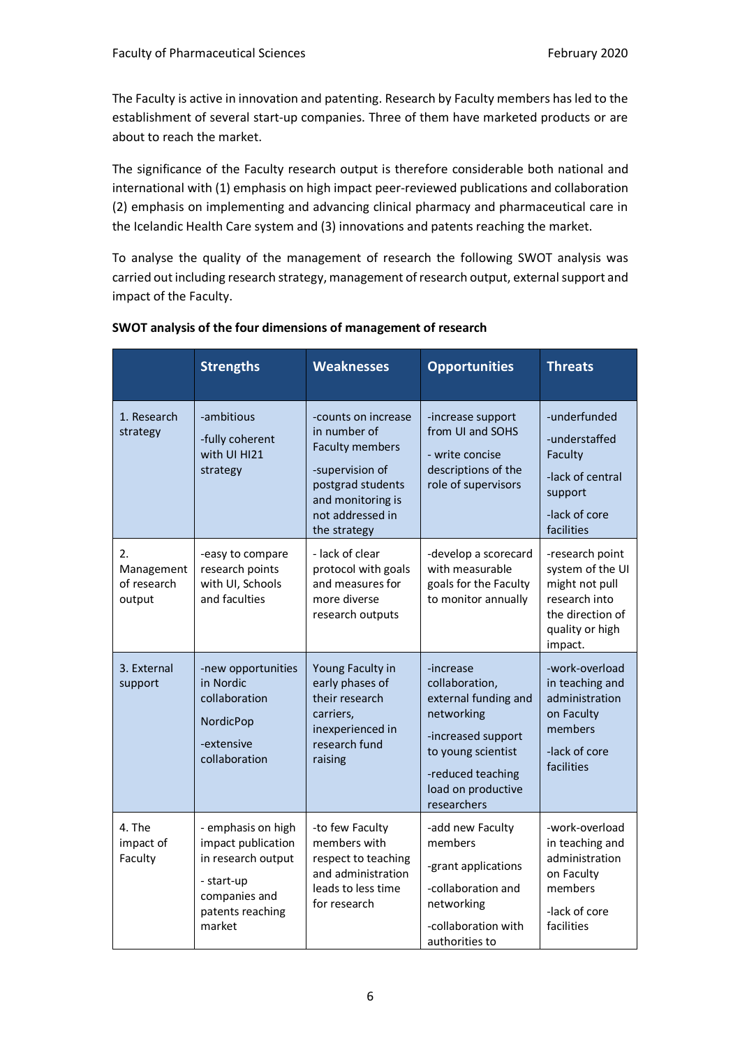The Faculty is active in innovation and patenting. Research by Faculty members has led to the establishment of several start-up companies. Three of them have marketed products or are about to reach the market.

The significance of the Faculty research output is therefore considerable both national and international with (1) emphasis on high impact peer-reviewed publications and collaboration (2) emphasis on implementing and advancing clinical pharmacy and pharmaceutical care in the Icelandic Health Care system and (3) innovations and patents reaching the market.

To analyse the quality of the management of research the following SWOT analysis was carried out including research strategy, management of research output, external support and impact of the Faculty.

**SWOT analysis of the four dimensions of management of research**

| | Strengths | Weaknesses | Opportunities | Threats |
|---|---|---|---|---|
| 1. Research strategy | -ambitious<br>-fully coherent with UI HI21 strategy | -counts on increase in number of Faculty members<br>-supervision of postgrad students and monitoring is not addressed in the strategy | -increase support from UI and SOHS<br>- write concise descriptions of the role of supervisors | -underfunded<br>-understaffed Faculty<br>-lack of central support<br>-lack of core facilities |
| 2. Management of research output | -easy to compare research points with UI, Schools and faculties | - lack of clear protocol with goals and measures for more diverse research outputs | -develop a scorecard with measurable goals for the Faculty to monitor annually | -research point system of the UI might not pull research into the direction of quality or high impact. |
| 3. External support | -new opportunities in Nordic collaboration<br>NordicPop<br>-extensive collaboration | Young Faculty in early phases of their research carriers, inexperienced in research fund raising | -increase collaboration, external funding and networking<br>-increased support to young scientist<br>-reduced teaching load on productive researchers | -work-overload in teaching and administration on Faculty members<br>-lack of core facilities |
| 4. The impact of Faculty | - emphasis on high impact publication in research output<br>- start-up companies and patents reaching market | -to few Faculty members with respect to teaching and administration leads to less time for research | -add new Faculty members<br>-grant applications<br>-collaboration and networking<br>-collaboration with authorities to | -work-overload in teaching and administration on Faculty members<br>-lack of core facilities |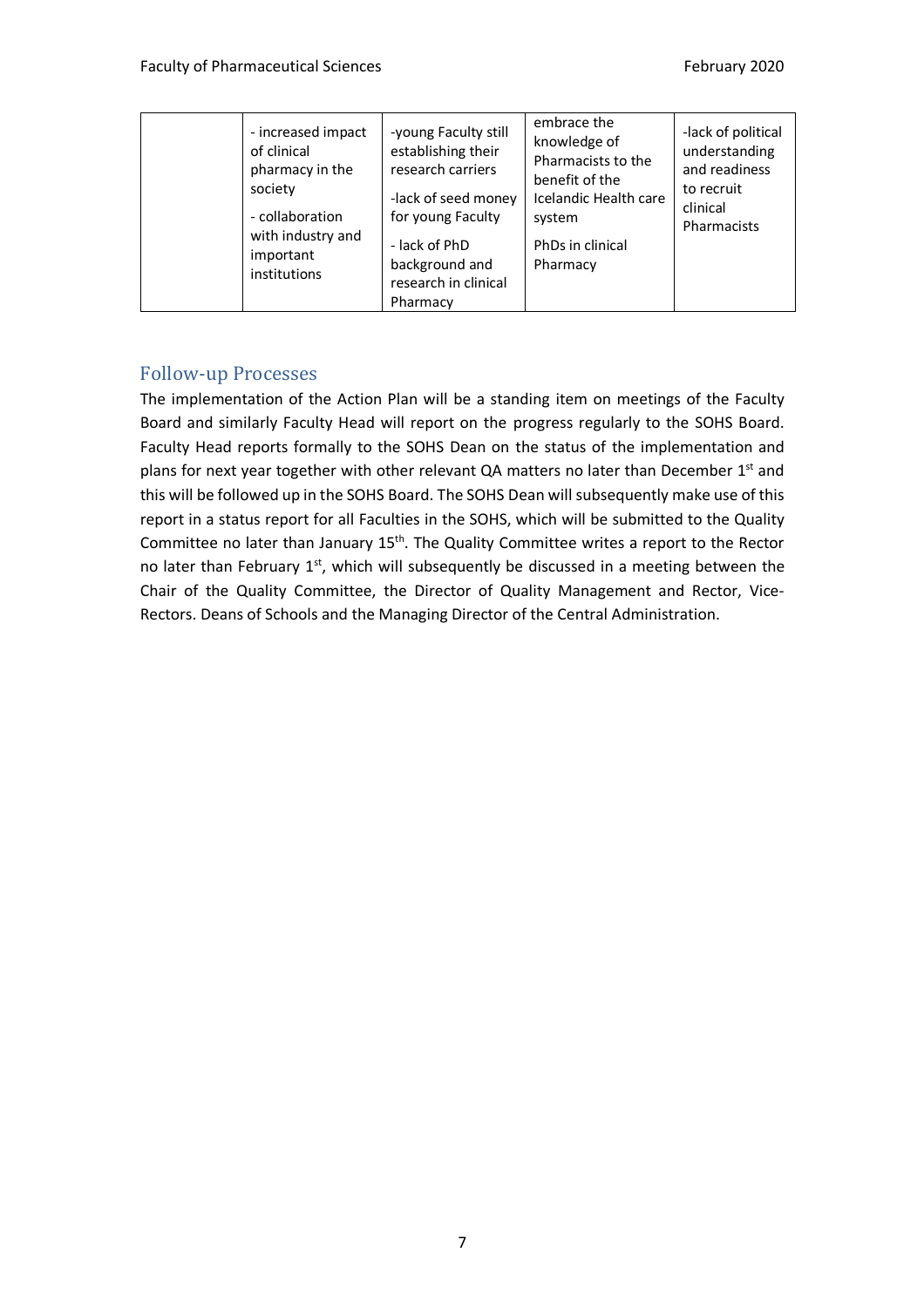| | - increased impact of clinical pharmacy in the society<br>- collaboration with industry and important institutions | -young Faculty still establishing their research carriers<br>-lack of seed money for young Faculty<br>- lack of PhD background and research in clinical Pharmacy | embrace the knowledge of Pharmacists to the benefit of the Icelandic Health care system<br>PhDs in clinical Pharmacy | -lack of political understanding and readiness to recruit clinical Pharmacists |
|---|---|---|---|---|

## Follow-up Processes

The implementation of the Action Plan will be a standing item on meetings of the Faculty Board and similarly Faculty Head will report on the progress regularly to the SOHS Board. Faculty Head reports formally to the SOHS Dean on the status of the implementation and plans for next year together with other relevant QA matters no later than December 1st and this will be followed up in the SOHS Board. The SOHS Dean will subsequently make use of this report in a status report for all Faculties in the SOHS, which will be submitted to the Quality Committee no later than January 15th. The Quality Committee writes a report to the Rector no later than February 1st, which will subsequently be discussed in a meeting between the Chair of the Quality Committee, the Director of Quality Management and Rector, Vice-Rectors. Deans of Schools and the Managing Director of the Central Administration.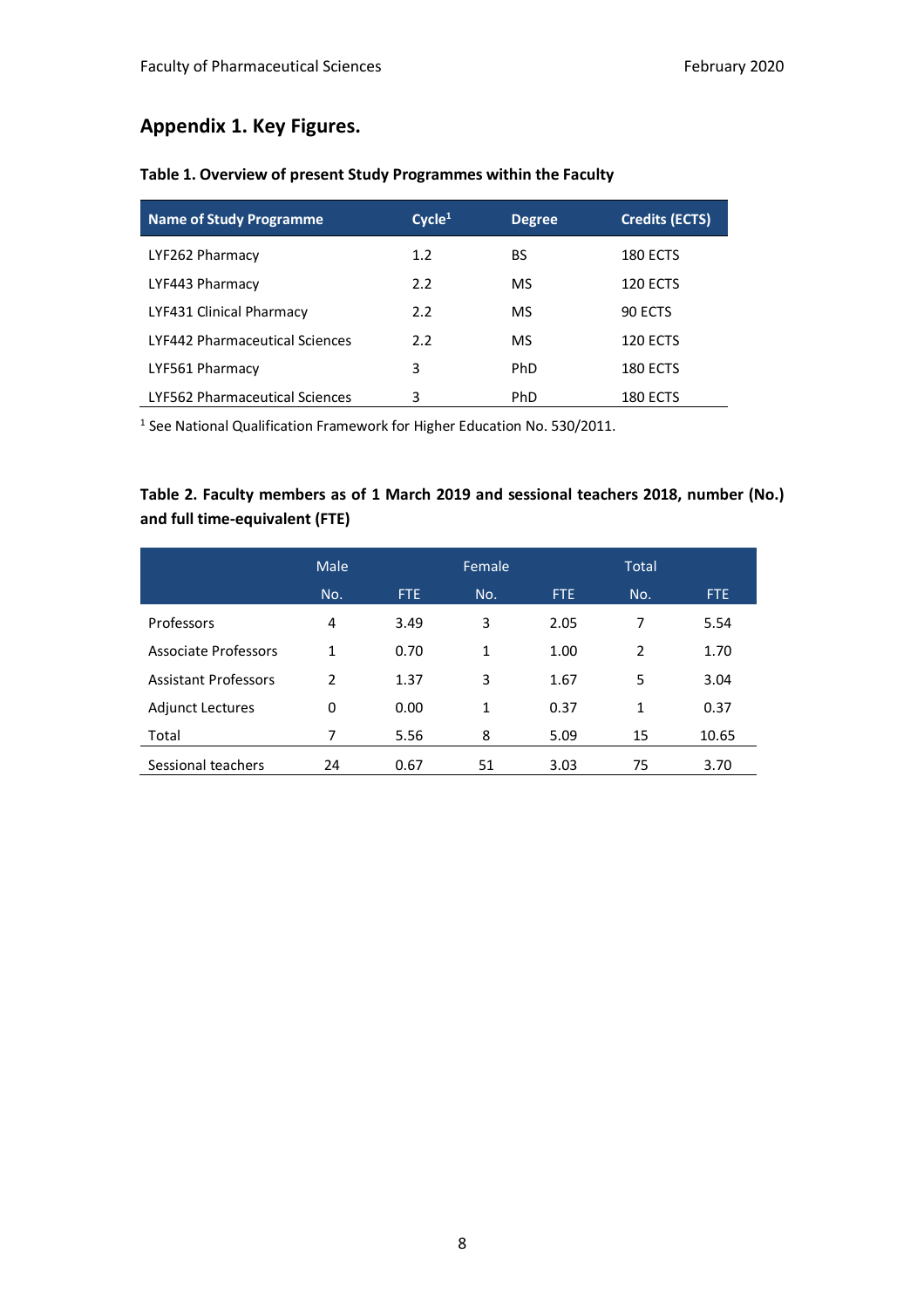## Appendix 1. Key Figures.

**Table 1. Overview of present Study Programmes within the Faculty**

| Name of Study Programme | Cycle[1] | Degree | Credits (ECTS) |
|---|---|---|---|
| LYF262 Pharmacy | 1.2 | BS | 180 ECTS |
| LYF443 Pharmacy | 2.2 | MS | 120 ECTS |
| LYF431 Clinical Pharmacy | 2.2 | MS | 90 ECTS |
| LYF442 Pharmaceutical Sciences | 2.2 | MS | 120 ECTS |
| LYF561 Pharmacy | 3 | PhD | 180 ECTS |
| LYF562 Pharmaceutical Sciences | 3 | PhD | 180 ECTS |

[1] See National Qualification Framework for Higher Education No. 530/2011.

**Table 2. Faculty members as of 1 March 2019 and sessional teachers 2018, number (No.) and full time-equivalent (FTE)**

| | Male | | Female | | Total | |
|---|---|---|---|---|---|---|
| | No. | FTE | No. | FTE | No. | FTE |
| Professors | 4 | 3.49 | 3 | 2.05 | 7 | 5.54 |
| Associate Professors | 1 | 0.70 | 1 | 1.00 | 2 | 1.70 |
| Assistant Professors | 2 | 1.37 | 3 | 1.67 | 5 | 3.04 |
| Adjunct Lectures | 0 | 0.00 | 1 | 0.37 | 1 | 0.37 |
| Total | 7 | 5.56 | 8 | 5.09 | 15 | 10.65 |
| Sessional teachers | 24 | 0.67 | 51 | 3.03 | 75 | 3.70 |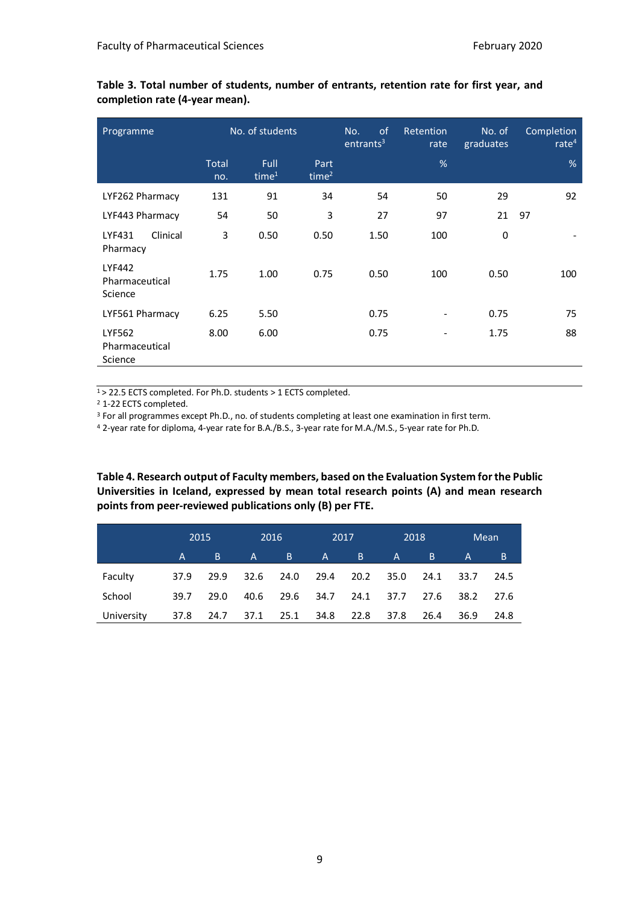**Table 3. Total number of students, number of entrants, retention rate for first year, and completion rate (4-year mean).**

| Programme | No. of students | | | No. of entrants[3] | Retention rate | No. of graduates | Completion rate[4] |
|---|---|---|---|---|---|---|---|
| | Total no. | Full time[1] | Part time[2] | | % | | % |
| LYF262 Pharmacy | 131 | 91 | 34 | 54 | 50 | 29 | 92 |
| LYF443 Pharmacy | 54 | 50 | 3 | 27 | 97 | 21 | 97 |
| LYF431 Clinical Pharmacy | 3 | 0.50 | 0.50 | 1.50 | 100 | 0 | - |
| LYF442 Pharmaceutical Science | 1.75 | 1.00 | 0.75 | 0.50 | 100 | 0.50 | 100 |
| LYF561 Pharmacy | 6.25 | 5.50 | | 0.75 | - | 0.75 | 75 |
| LYF562 Pharmaceutical Science | 8.00 | 6.00 | | 0.75 | - | 1.75 | 88 |

[1] > 22.5 ECTS completed. For Ph.D. students > 1 ECTS completed.
[2] 1-22 ECTS completed.
[3] For all programmes except Ph.D., no. of students completing at least one examination in first term.
[4] 2-year rate for diploma, 4-year rate for B.A./B.S., 3-year rate for M.A./M.S., 5-year rate for Ph.D.

**Table 4. Research output of Faculty members, based on the Evaluation System for the Public Universities in Iceland, expressed by mean total research points (A) and mean research points from peer-reviewed publications only (B) per FTE.**

| | 2015 | | 2016 | | 2017 | | 2018 | | Mean | |
|---|---|---|---|---|---|---|---|---|---|---|
| | A | B | A | B | A | B | A | B | A | B |
| Faculty | 37.9 | 29.9 | 32.6 | 24.0 | 29.4 | 20.2 | 35.0 | 24.1 | 33.7 | 24.5 |
| School | 39.7 | 29.0 | 40.6 | 29.6 | 34.7 | 24.1 | 37.7 | 27.6 | 38.2 | 27.6 |
| University | 37.8 | 24.7 | 37.1 | 25.1 | 34.8 | 22.8 | 37.8 | 26.4 | 36.9 | 24.8 |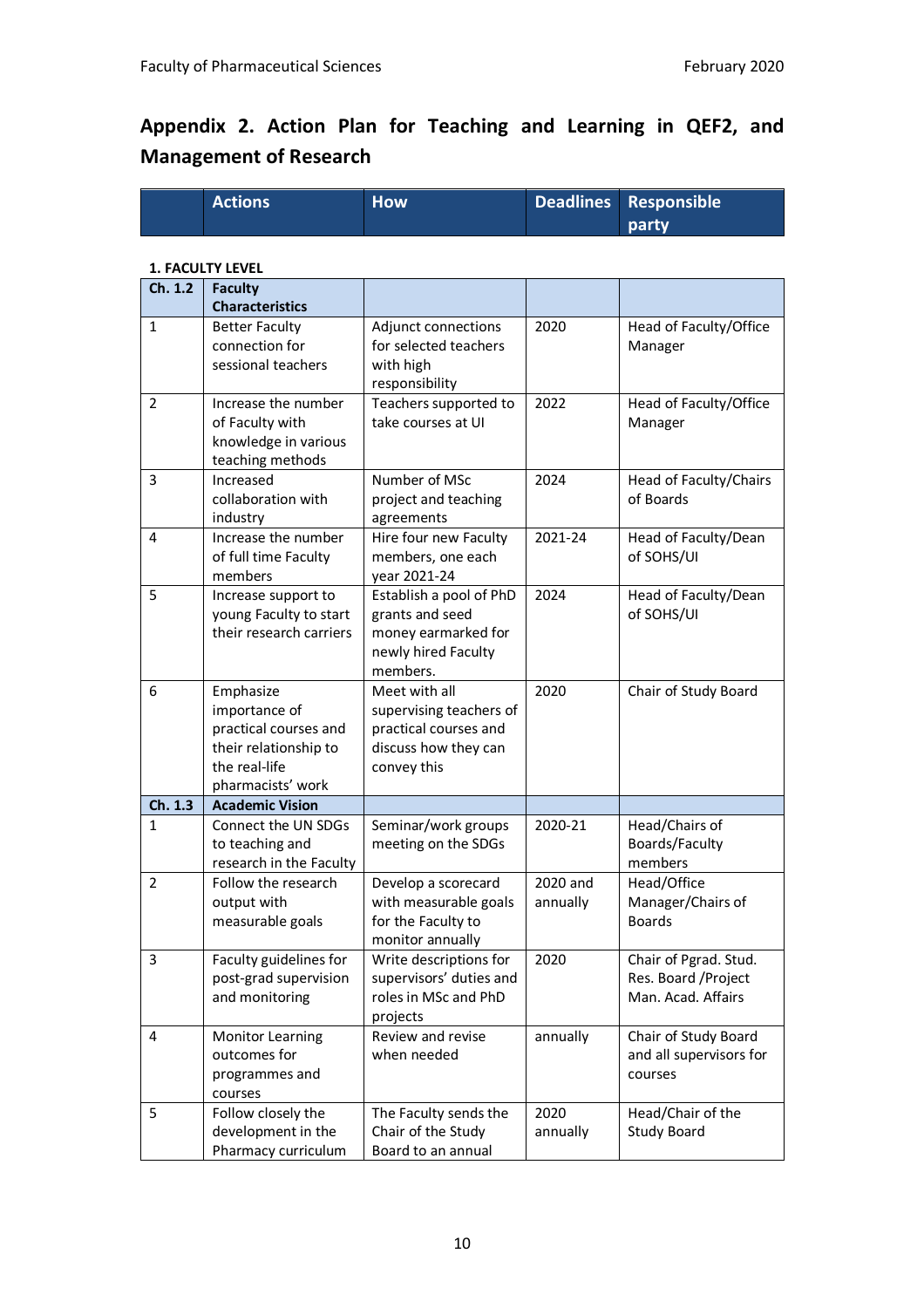## Appendix 2. Action Plan for Teaching and Learning in QEF2, and Management of Research

| | Actions | How | Deadlines | Responsible party |
|---|---|---|---|---|

**1. FACULTY LEVEL**

| | | | | |
|---|---|---|---|---|
| **Ch. 1.2** | **Faculty Characteristics** | | | |
| 1 | Better Faculty connection for sessional teachers | Adjunct connections for selected teachers with high responsibility | 2020 | Head of Faculty/Office Manager |
| 2 | Increase the number of Faculty with knowledge in various teaching methods | Teachers supported to take courses at UI | 2022 | Head of Faculty/Office Manager |
| 3 | Increased collaboration with industry | Number of MSc project and teaching agreements | 2024 | Head of Faculty/Chairs of Boards |
| 4 | Increase the number of full time Faculty members | Hire four new Faculty members, one each year 2021-24 | 2021-24 | Head of Faculty/Dean of SOHS/UI |
| 5 | Increase support to young Faculty to start their research carriers | Establish a pool of PhD grants and seed money earmarked for newly hired Faculty members. | 2024 | Head of Faculty/Dean of SOHS/UI |
| 6 | Emphasize importance of practical courses and their relationship to the real-life pharmacists' work | Meet with all supervising teachers of practical courses and discuss how they can convey this | 2020 | Chair of Study Board |
| **Ch. 1.3** | **Academic Vision** | | | |
| 1 | Connect the UN SDGs to teaching and research in the Faculty | Seminar/work groups meeting on the SDGs | 2020-21 | Head/Chairs of Boards/Faculty members |
| 2 | Follow the research output with measurable goals | Develop a scorecard with measurable goals for the Faculty to monitor annually | 2020 and annually | Head/Office Manager/Chairs of Boards |
| 3 | Faculty guidelines for post-grad supervision and monitoring | Write descriptions for supervisors' duties and roles in MSc and PhD projects | 2020 | Chair of Pgrad. Stud. Res. Board /Project Man. Acad. Affairs |
| 4 | Monitor Learning outcomes for programmes and courses | Review and revise when needed | annually | Chair of Study Board and all supervisors for courses |
| 5 | Follow closely the development in the Pharmacy curriculum | The Faculty sends the Chair of the Study Board to an annual | 2020 annually | Head/Chair of the Study Board |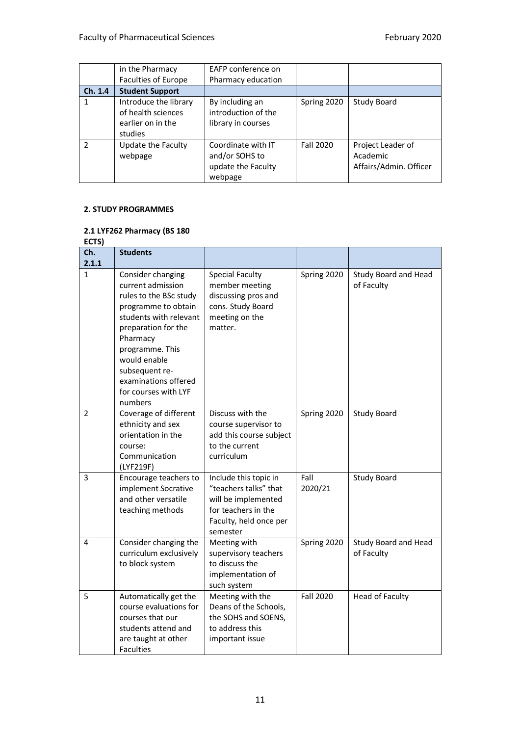| | in the Pharmacy Faculties of Europe | EAFP conference on Pharmacy education | | |
|---|---|---|---|---|
| **Ch. 1.4** | **Student Support** | | | |
| 1 | Introduce the library of health sciences earlier on in the studies | By including an introduction of the library in courses | Spring 2020 | Study Board |
| 2 | Update the Faculty webpage | Coordinate with IT and/or SOHS to update the Faculty webpage | Fall 2020 | Project Leader of Academic Affairs/Admin. Officer |

**2. STUDY PROGRAMMES**

**2.1 LYF262 Pharmacy (BS 180 ECTS)**

| **Ch. 2.1.1** | **Students** | | | |
|---|---|---|---|---|
| 1 | Consider changing current admission rules to the BSc study programme to obtain students with relevant preparation for the Pharmacy programme. This would enable subsequent re-examinations offered for courses with LYF numbers | Special Faculty member meeting discussing pros and cons. Study Board meeting on the matter. | Spring 2020 | Study Board and Head of Faculty |
| 2 | Coverage of different ethnicity and sex orientation in the course: Communication (LYF219F) | Discuss with the course supervisor to add this course subject to the current curriculum | Spring 2020 | Study Board |
| 3 | Encourage teachers to implement Socrative and other versatile teaching methods | Include this topic in "teachers talks" that will be implemented for teachers in the Faculty, held once per semester | Fall 2020/21 | Study Board |
| 4 | Consider changing the curriculum exclusively to block system | Meeting with supervisory teachers to discuss the implementation of such system | Spring 2020 | Study Board and Head of Faculty |
| 5 | Automatically get the course evaluations for courses that our students attend and are taught at other Faculties | Meeting with the Deans of the Schools, the SOHS and SOENS, to address this important issue | Fall 2020 | Head of Faculty |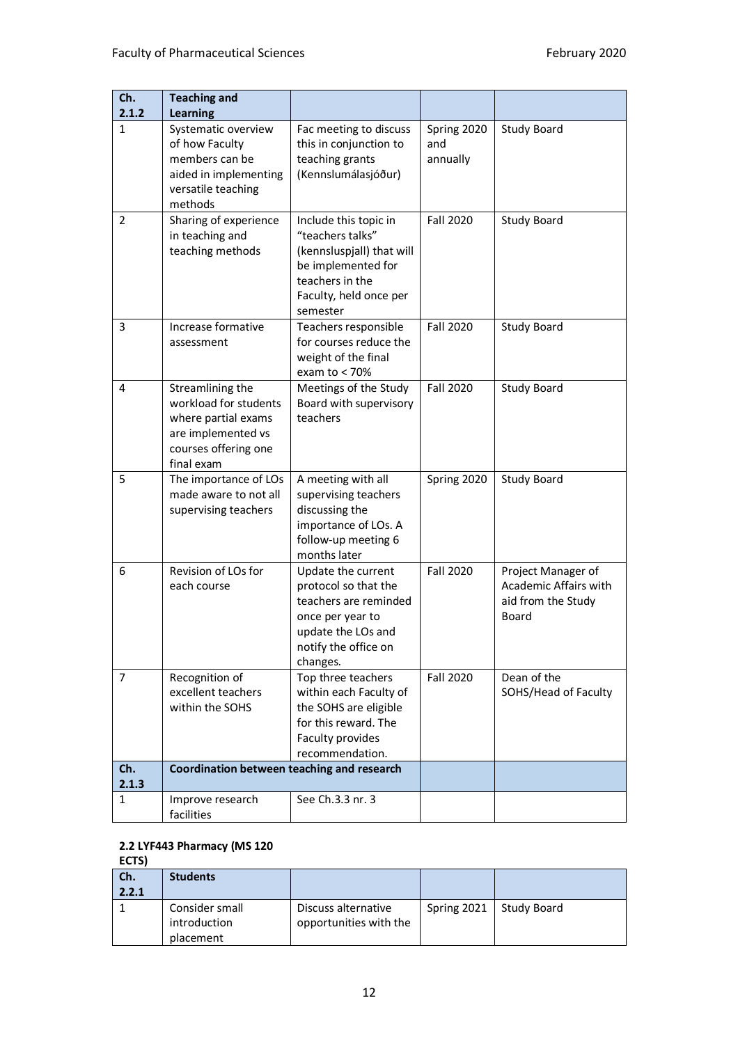| Ch. 2.1.2 | Teaching and Learning | | | |
|---|---|---|---|---|
| 1 | Systematic overview of how Faculty members can be aided in implementing versatile teaching methods | Fac meeting to discuss this in conjunction to teaching grants (Kennslumálasjóður) | Spring 2020 and annually | Study Board |
| 2 | Sharing of experience in teaching and teaching methods | Include this topic in "teachers talks" (kennsluspjall) that will be implemented for teachers in the Faculty, held once per semester | Fall 2020 | Study Board |
| 3 | Increase formative assessment | Teachers responsible for courses reduce the weight of the final exam to < 70% | Fall 2020 | Study Board |
| 4 | Streamlining the workload for students where partial exams are implemented vs courses offering one final exam | Meetings of the Study Board with supervisory teachers | Fall 2020 | Study Board |
| 5 | The importance of LOs made aware to not all supervising teachers | A meeting with all supervising teachers discussing the importance of LOs. A follow-up meeting 6 months later | Spring 2020 | Study Board |
| 6 | Revision of LOs for each course | Update the current protocol so that the teachers are reminded once per year to update the LOs and notify the office on changes. | Fall 2020 | Project Manager of Academic Affairs with aid from the Study Board |
| 7 | Recognition of excellent teachers within the SOHS | Top three teachers within each Faculty of the SOHS are eligible for this reward. The Faculty provides recommendation. | Fall 2020 | Dean of the SOHS/Head of Faculty |
| **Ch. 2.1.3** | **Coordination between teaching and research** | | | |
| 1 | Improve research facilities | See Ch.3.3 nr. 3 | | |

**2.2 LYF443 Pharmacy (MS 120 ECTS)**

| Ch. 2.2.1 | Students | | | |
|---|---|---|---|---|
| 1 | Consider small introduction placement | Discuss alternative opportunities with the | Spring 2021 | Study Board |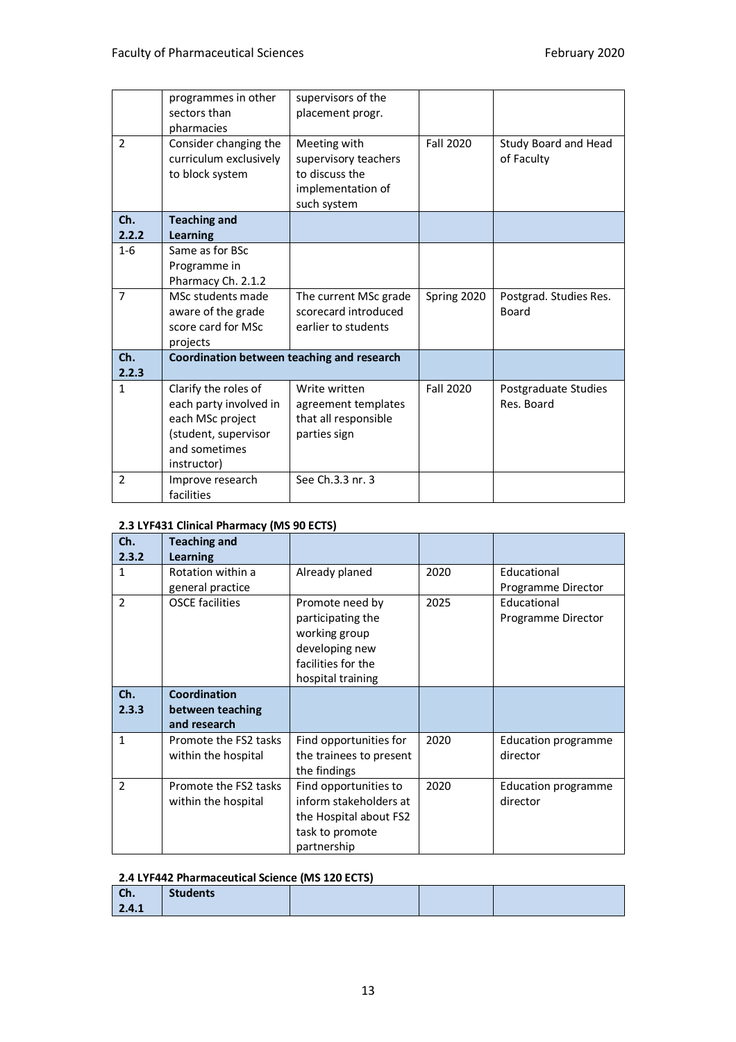| | | | | |
|---|---|---|---|---|
| | programmes in other sectors than pharmacies | supervisors of the placement progr. | | |
| 2 | Consider changing the curriculum exclusively to block system | Meeting with supervisory teachers to discuss the implementation of such system | Fall 2020 | Study Board and Head of Faculty |
| **Ch. 2.2.2** | **Teaching and Learning** | | | |
| 1-6 | Same as for BSc Programme in Pharmacy Ch. 2.1.2 | | | |
| 7 | MSc students made aware of the grade score card for MSc projects | The current MSc grade scorecard introduced earlier to students | Spring 2020 | Postgrad. Studies Res. Board |
| **Ch. 2.2.3** | **Coordination between teaching and research** | | | |
| 1 | Clarify the roles of each party involved in each MSc project (student, supervisor and sometimes instructor) | Write written agreement templates that all responsible parties sign | Fall 2020 | Postgraduate Studies Res. Board |
| 2 | Improve research facilities | See Ch.3.3 nr. 3 | | |

**2.3 LYF431 Clinical Pharmacy (MS 90 ECTS)**

| **Ch. 2.3.2** | **Teaching and Learning** | | | |
|---|---|---|---|---|
| 1 | Rotation within a general practice | Already planed | 2020 | Educational Programme Director |
| 2 | OSCE facilities | Promote need by participating the working group developing new facilities for the hospital training | 2025 | Educational Programme Director |
| **Ch. 2.3.3** | **Coordination between teaching and research** | | | |
| 1 | Promote the FS2 tasks within the hospital | Find opportunities for the trainees to present the findings | 2020 | Education programme director |
| 2 | Promote the FS2 tasks within the hospital | Find opportunities to inform stakeholders at the Hospital about FS2 task to promote partnership | 2020 | Education programme director |

**2.4 LYF442 Pharmaceutical Science (MS 120 ECTS)**

| **Ch. 2.4.1** | **Students** | | | |
|---|---|---|---|---|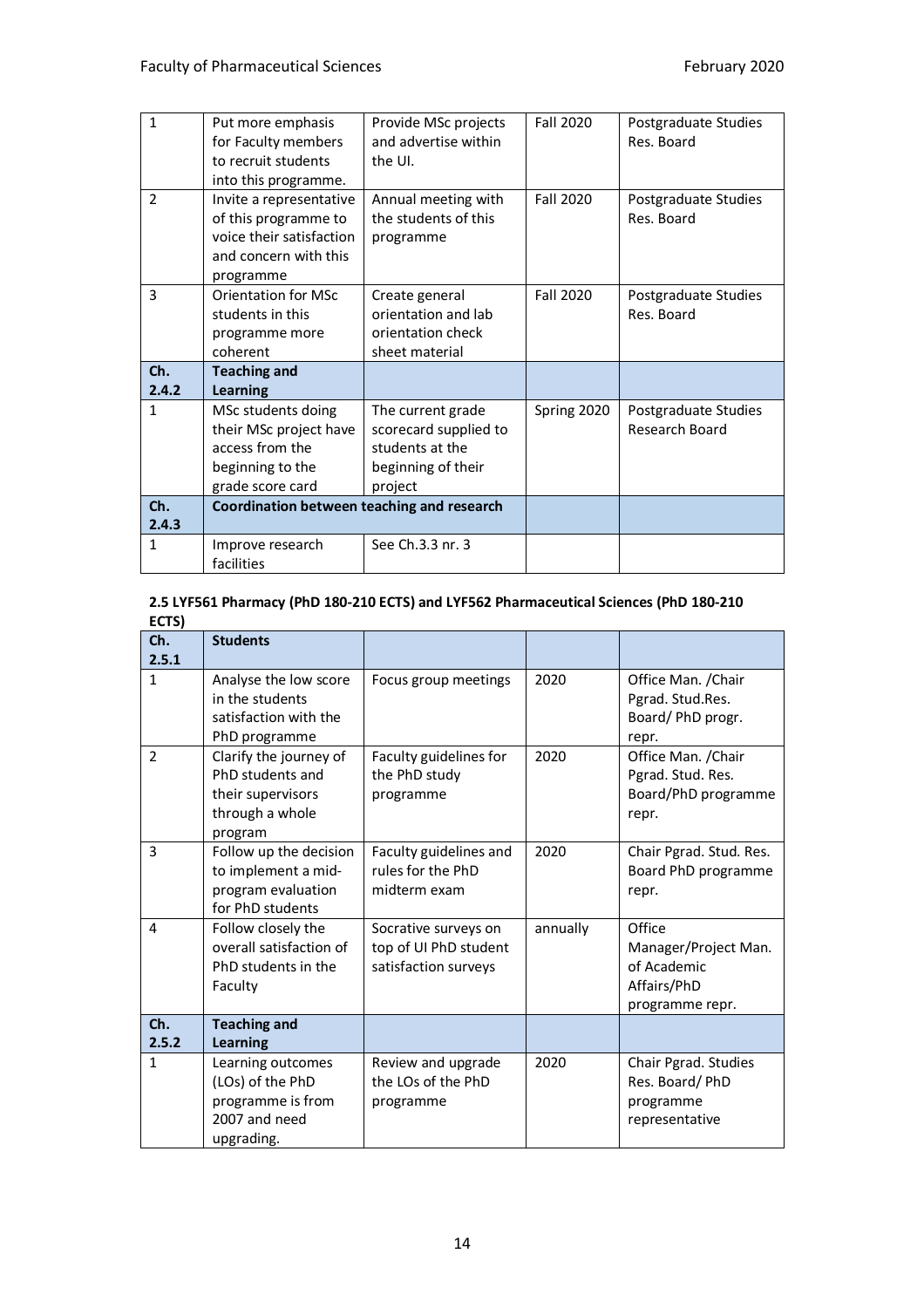| | | | | |
|---|---|---|---|---|
| 1 | Put more emphasis for Faculty members to recruit students into this programme. | Provide MSc projects and advertise within the UI. | Fall 2020 | Postgraduate Studies Res. Board |
| 2 | Invite a representative of this programme to voice their satisfaction and concern with this programme | Annual meeting with the students of this programme | Fall 2020 | Postgraduate Studies Res. Board |
| 3 | Orientation for MSc students in this programme more coherent | Create general orientation and lab orientation check sheet material | Fall 2020 | Postgraduate Studies Res. Board |
| **Ch. 2.4.2** | **Teaching and Learning** | | | |
| 1 | MSc students doing their MSc project have access from the beginning to the grade score card | The current grade scorecard supplied to students at the beginning of their project | Spring 2020 | Postgraduate Studies Research Board |
| **Ch. 2.4.3** | **Coordination between teaching and research** | | | |
| 1 | Improve research facilities | See Ch.3.3 nr. 3 | | |

**2.5 LYF561 Pharmacy (PhD 180-210 ECTS) and LYF562 Pharmaceutical Sciences (PhD 180-210 ECTS)**

| | | | | |
|---|---|---|---|---|
| **Ch. 2.5.1** | **Students** | | | |
| 1 | Analyse the low score in the students satisfaction with the PhD programme | Focus group meetings | 2020 | Office Man. /Chair Pgrad. Stud.Res. Board/ PhD progr. repr. |
| 2 | Clarify the journey of PhD students and their supervisors through a whole program | Faculty guidelines for the PhD study programme | 2020 | Office Man. /Chair Pgrad. Stud. Res. Board/PhD programme repr. |
| 3 | Follow up the decision to implement a mid-program evaluation for PhD students | Faculty guidelines and rules for the PhD midterm exam | 2020 | Chair Pgrad. Stud. Res. Board PhD programme repr. |
| 4 | Follow closely the overall satisfaction of PhD students in the Faculty | Socrative surveys on top of UI PhD student satisfaction surveys | annually | Office Manager/Project Man. of Academic Affairs/PhD programme repr. |
| **Ch. 2.5.2** | **Teaching and Learning** | | | |
| 1 | Learning outcomes (LOs) of the PhD programme is from 2007 and need upgrading. | Review and upgrade the LOs of the PhD programme | 2020 | Chair Pgrad. Studies Res. Board/ PhD programme representative |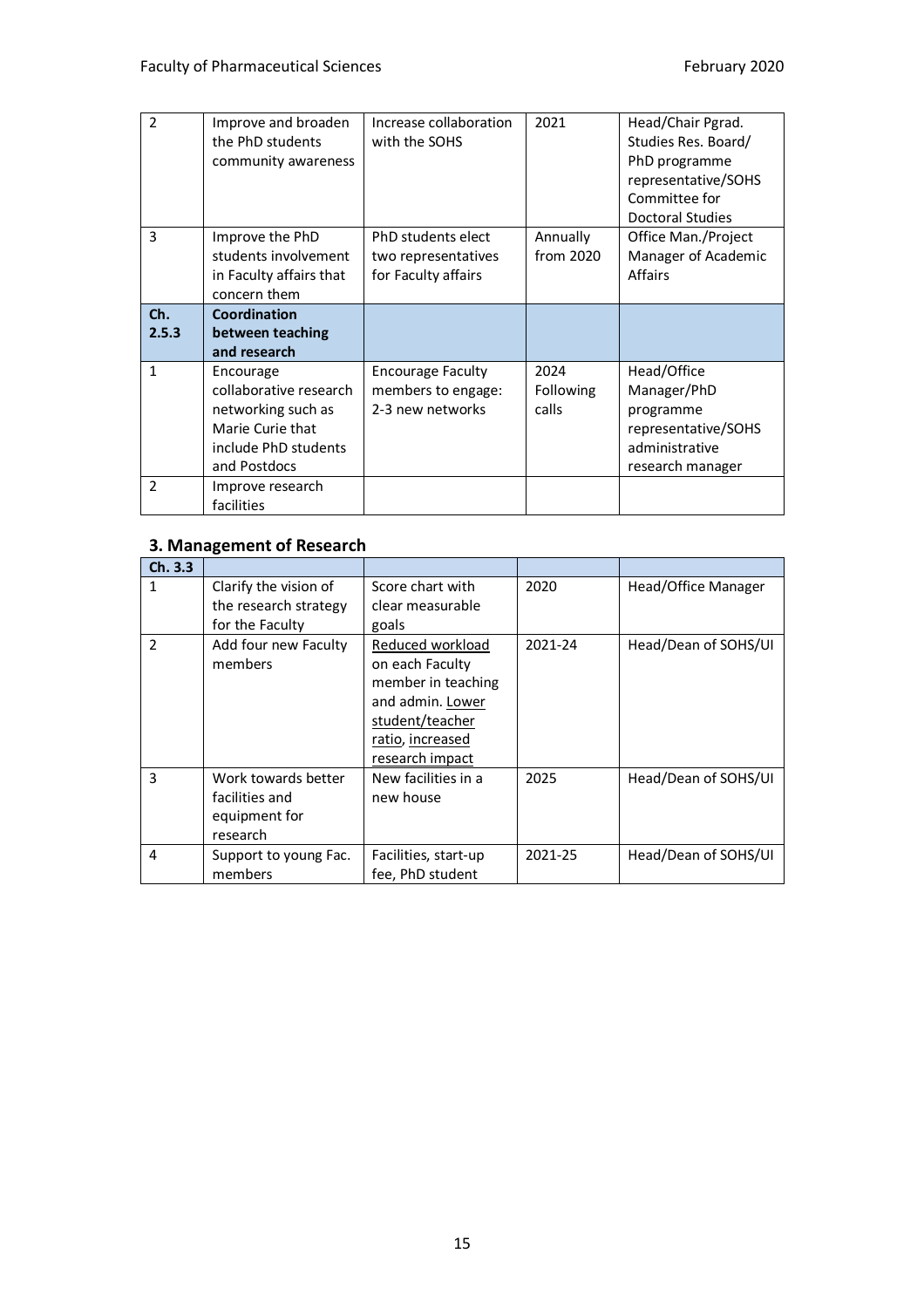| | | | | |
|---|---|---|---|---|
| 2 | Improve and broaden the PhD students community awareness | Increase collaboration with the SOHS | 2021 | Head/Chair Pgrad. Studies Res. Board/ PhD programme representative/SOHS Committee for Doctoral Studies |
| 3 | Improve the PhD students involvement in Faculty affairs that concern them | PhD students elect two representatives for Faculty affairs | Annually from 2020 | Office Man./Project Manager of Academic Affairs |
| **Ch. 2.5.3** | **Coordination between teaching and research** | | | |
| 1 | Encourage collaborative research networking such as Marie Curie that include PhD students and Postdocs | Encourage Faculty members to engage: 2-3 new networks | 2024 Following calls | Head/Office Manager/PhD programme representative/SOHS administrative research manager |
| 2 | Improve research facilities | | | |

## 3. Management of Research

| **Ch. 3.3** | | | | |
|---|---|---|---|---|
| 1 | Clarify the vision of the research strategy for the Faculty | Score chart with clear measurable goals | 2020 | Head/Office Manager |
| 2 | Add four new Faculty members | Reduced workload on each Faculty member in teaching and admin. Lower student/teacher ratio, increased research impact | 2021-24 | Head/Dean of SOHS/UI |
| 3 | Work towards better facilities and equipment for research | New facilities in a new house | 2025 | Head/Dean of SOHS/UI |
| 4 | Support to young Fac. members | Facilities, start-up fee, PhD student | 2021-25 | Head/Dean of SOHS/UI |